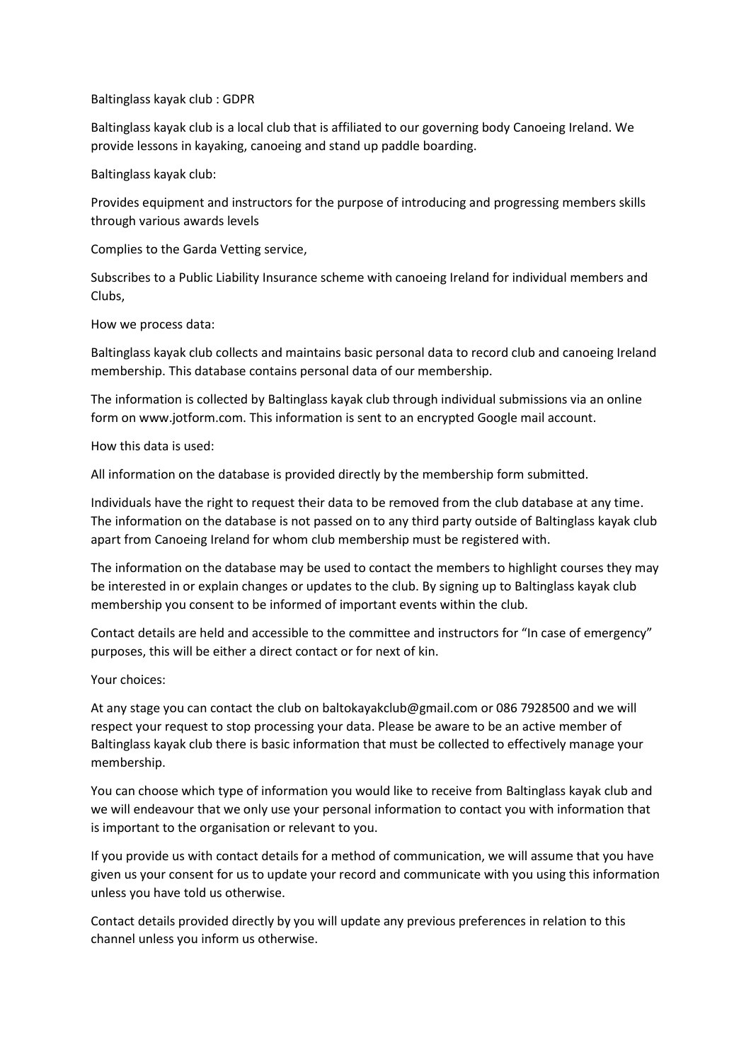# Baltinglass kayak club : GDPR

Baltinglass kayak club is a local club that is affiliated to our governing body Canoeing Ireland. We provide lessons in kayaking, canoeing and stand up paddle boarding.

Baltinglass kayak club:

Provides equipment and instructors for the purpose of introducing and progressing members skills through various awards levels

Complies to the Garda Vetting service,

Subscribes to a Public Liability Insurance scheme with canoeing Ireland for individual members and Clubs,

## How we process data:

Baltinglass kayak club collects and maintains basic personal data to record club and canoeing Ireland membership. This database contains personal data of our membership.

The information is collected by Baltinglass kayak club through individual submissions via an online form on www.jotform.com. This information is sent to an encrypted Google mail account.

## How this data is used:

All information on the database is provided directly by the membership form submitted.

Individuals have the right to request their data to be removed from the club database at any time. The information on the database is not passed on to any third party outside of Baltinglass kayak club apart from Canoeing Ireland for whom club membership must be registered with.

The information on the database may be used to contact the members to highlight courses they may be interested in or explain changes or updates to the club. By signing up to Baltinglass kayak club membership you consent to be informed of important events within the club.

Contact details are held and accessible to the committee and instructors for "In case of emergency" purposes, this will be either a direct contact or for next of kin.

## Your choices:

At any stage you can contact the club on baltokayakclub@gmail.com or 086 7928500 and we will respect your request to stop processing your data. Please be aware to be an active member of Baltinglass kayak club there is basic information that must be collected to effectively manage your membership.

You can choose which type of information you would like to receive from Baltinglass kayak club and we will endeavour that we only use your personal information to contact you with information that is important to the organisation or relevant to you.

If you provide us with contact details for a method of communication, we will assume that you have given us your consent for us to update your record and communicate with you using this information unless you have told us otherwise.

Contact details provided directly by you will update any previous preferences in relation to this channel unless you inform us otherwise.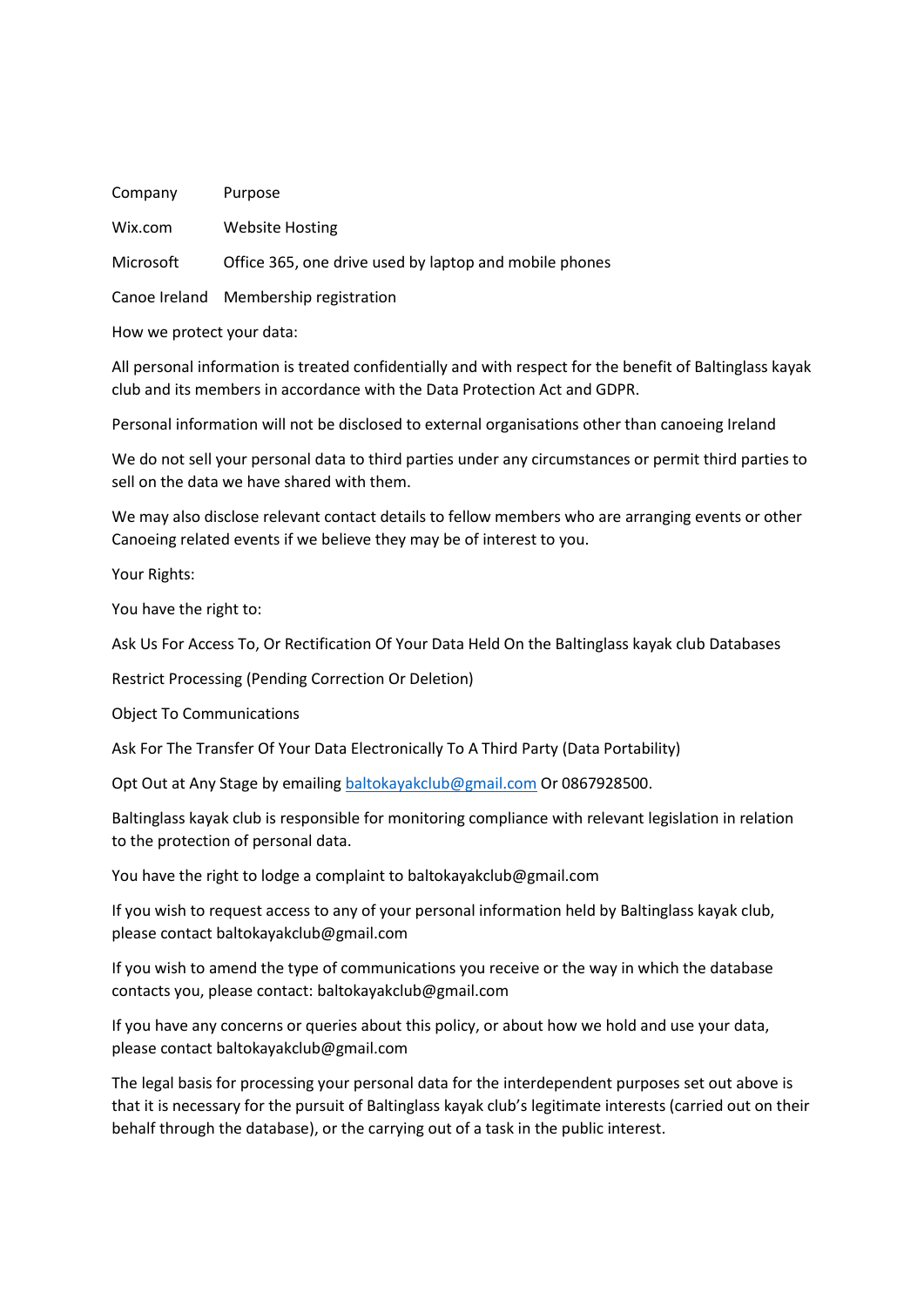| Company | Purpose |
| --- | --- |
| Wix.com | Website Hosting |
| Microsoft | Office 365, one drive used by laptop and mobile phones |
| Canoe Ireland | Membership registration |

How we protect your data:

All personal information is treated confidentially and with respect for the benefit of Baltinglass kayak club and its members in accordance with the Data Protection Act and GDPR.

Personal information will not be disclosed to external organisations other than canoeing Ireland

We do not sell your personal data to third parties under any circumstances or permit third parties to sell on the data we have shared with them.

We may also disclose relevant contact details to fellow members who are arranging events or other Canoeing related events if we believe they may be of interest to you.

Your Rights:

You have the right to:

Ask Us For Access To, Or Rectification Of Your Data Held On the Baltinglass kayak club Databases

Restrict Processing (Pending Correction Or Deletion)

Object To Communications

Ask For The Transfer Of Your Data Electronically To A Third Party (Data Portability)

Opt Out at Any Stage by emailing [baltokayakclub@gmail.com](mailto:baltokayakclub@gmail.com) Or 0867928500.

Baltinglass kayak club is responsible for monitoring compliance with relevant legislation in relation to the protection of personal data.

You have the right to lodge a complaint to baltokayakclub@gmail.com

If you wish to request access to any of your personal information held by Baltinglass kayak club, please contact baltokayakclub@gmail.com

If you wish to amend the type of communications you receive or the way in which the database contacts you, please contact: baltokayakclub@gmail.com

If you have any concerns or queries about this policy, or about how we hold and use your data, please contact baltokayakclub@gmail.com

The legal basis for processing your personal data for the interdependent purposes set out above is that it is necessary for the pursuit of Baltinglass kayak club's legitimate interests (carried out on their behalf through the database), or the carrying out of a task in the public interest.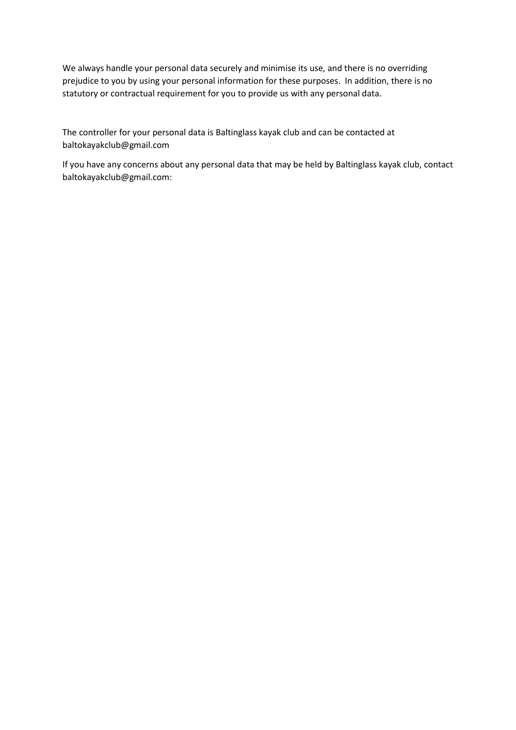We always handle your personal data securely and minimise its use, and there is no overriding prejudice to you by using your personal information for these purposes. In addition, there is no statutory or contractual requirement for you to provide us with any personal data.

The controller for your personal data is Baltinglass kayak club and can be contacted at baltokayakclub@gmail.com

If you have any concerns about any personal data that may be held by Baltinglass kayak club, contact baltokayakclub@gmail.com: